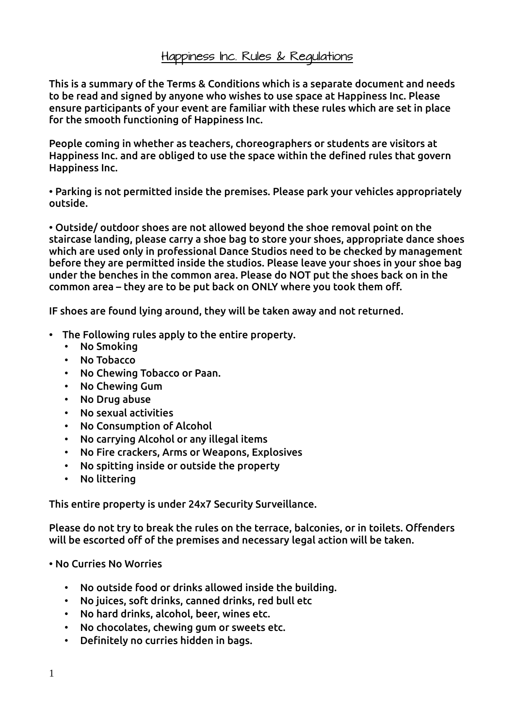# Happiness Inc. Rules & Regulations

This is a summary of the Terms & Conditions which is a separate document and needs to be read and signed by anyone who wishes to use space at Happiness Inc. Please ensure participants of your event are familiar with these rules which are set in place for the smooth functioning of Happiness Inc.

People coming in whether as teachers, choreographers or students are visitors at Happiness Inc. and are obliged to use the space within the defined rules that govern Happiness Inc.

• Parking is not permitted inside the premises. Please park your vehicles appropriately outside.

• Outside/ outdoor shoes are not allowed beyond the shoe removal point on the staircase landing, please carry a shoe bag to store your shoes, appropriate dance shoes which are used only in professional Dance Studios need to be checked by management before they are permitted inside the studios. Please leave your shoes in your shoe bag under the benches in the common area. Please do NOT put the shoes back on in the common area – they are to be put back on ONLY where you took them off.

IF shoes are found lying around, they will be taken away and not returned.

- The Following rules apply to the entire property.
  - No Smoking
  - No Tobacco
  - No Chewing Tobacco or Paan.
  - No Chewing Gum
  - No Drug abuse
  - No sexual activities
  - No Consumption of Alcohol
  - No carrying Alcohol or any illegal items
  - No Fire crackers, Arms or Weapons, Explosives
  - No spitting inside or outside the property
  - No littering

This entire property is under 24x7 Security Surveillance.

Please do not try to break the rules on the terrace, balconies, or in toilets. Offenders will be escorted off of the premises and necessary legal action will be taken.

• No Curries No Worries

- No outside food or drinks allowed inside the building.
- No juices, soft drinks, canned drinks, red bull etc
- No hard drinks, alcohol, beer, wines etc.
- No chocolates, chewing gum or sweets etc.
- Definitely no curries hidden in bags.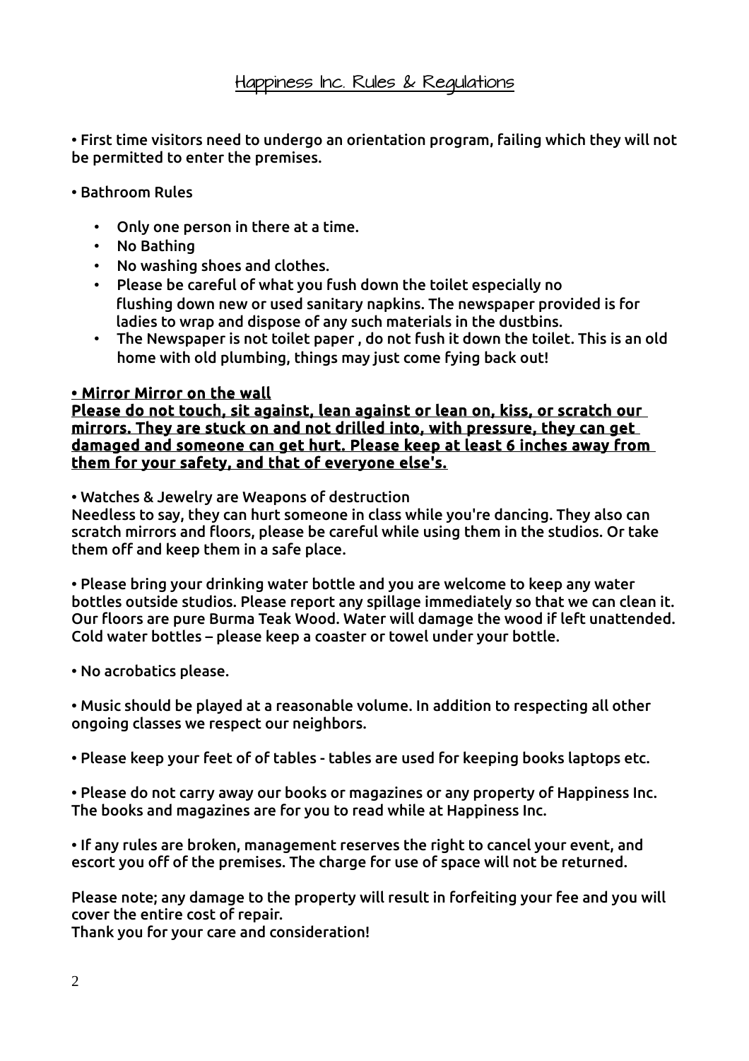# Happiness Inc. Rules & Regulations

• First time visitors need to undergo an orientation program, failing which they will not be permitted to enter the premises.

• Bathroom Rules

- Only one person in there at a time.
- No Bathing
- No washing shoes and clothes.
- Please be careful of what you fush down the toilet especially no flushing down new or used sanitary napkins. The newspaper provided is for ladies to wrap and dispose of any such materials in the dustbins.
- The Newspaper is not toilet paper , do not fush it down the toilet. This is an old home with old plumbing, things may just come fying back out!

**• Mirror Mirror on the wall**
**Please do not touch, sit against, lean against or lean on, kiss, or scratch our mirrors. They are stuck on and not drilled into, with pressure, they can get damaged and someone can get hurt. Please keep at least 6 inches away from them for your safety, and that of everyone else's.**

• Watches & Jewelry are Weapons of destruction
Needless to say, they can hurt someone in class while you're dancing. They also can scratch mirrors and floors, please be careful while using them in the studios. Or take them off and keep them in a safe place.

• Please bring your drinking water bottle and you are welcome to keep any water bottles outside studios. Please report any spillage immediately so that we can clean it. Our floors are pure Burma Teak Wood. Water will damage the wood if left unattended. Cold water bottles – please keep a coaster or towel under your bottle.

• No acrobatics please.

• Music should be played at a reasonable volume. In addition to respecting all other ongoing classes we respect our neighbors.

• Please keep your feet of of tables - tables are used for keeping books laptops etc.

• Please do not carry away our books or magazines or any property of Happiness Inc. The books and magazines are for you to read while at Happiness Inc.

• If any rules are broken, management reserves the right to cancel your event, and escort you off of the premises. The charge for use of space will not be returned.

Please note; any damage to the property will result in forfeiting your fee and you will cover the entire cost of repair.
Thank you for your care and consideration!